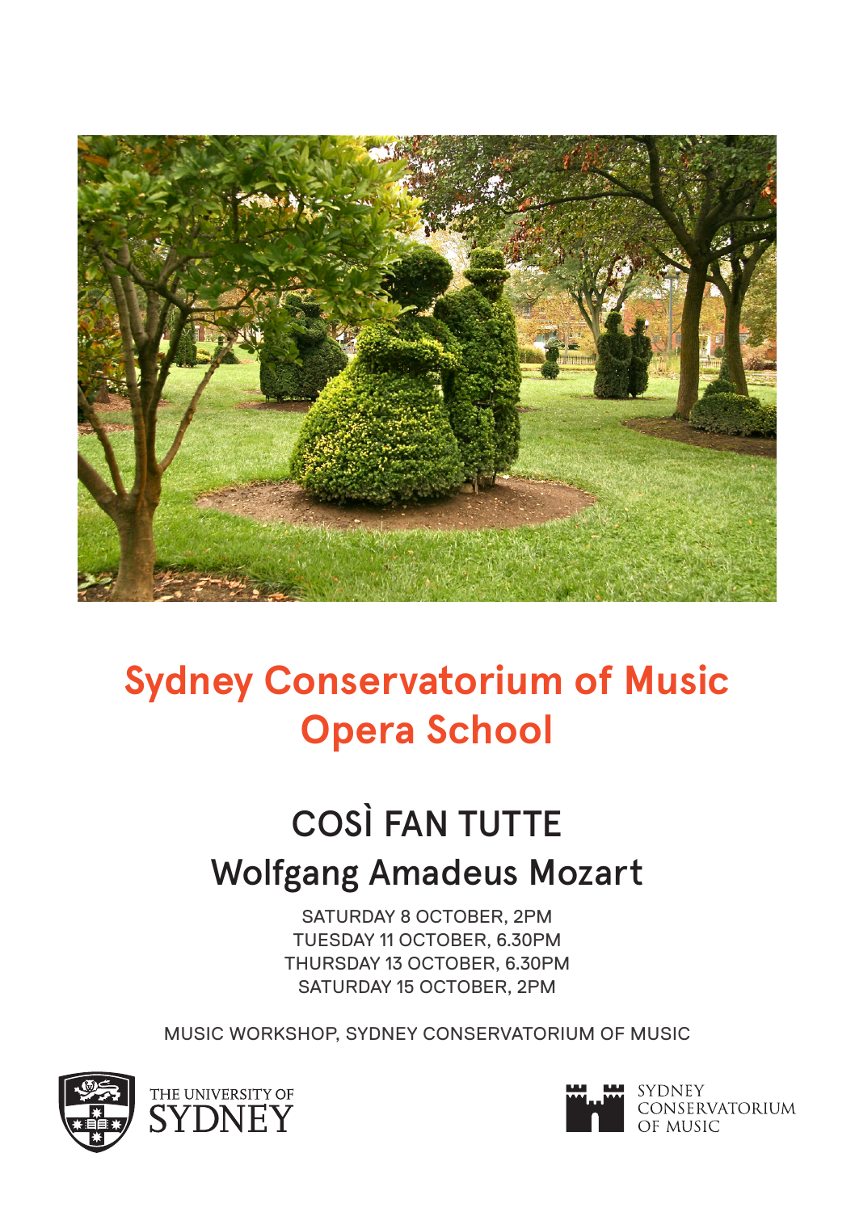# Sydney Conservatorium of Music
# Opera School

## COSÌ FAN TUTTE
## Wolfgang Amadeus Mozart

SATURDAY 8 OCTOBER, 2PM
TUESDAY 11 OCTOBER, 6.30PM
THURSDAY 13 OCTOBER, 6.30PM
SATURDAY 15 OCTOBER, 2PM

MUSIC WORKSHOP, SYDNEY CONSERVATORIUM OF MUSIC

THE UNIVERSITY OF SYDNEY

SYDNEY CONSERVATORIUM OF MUSIC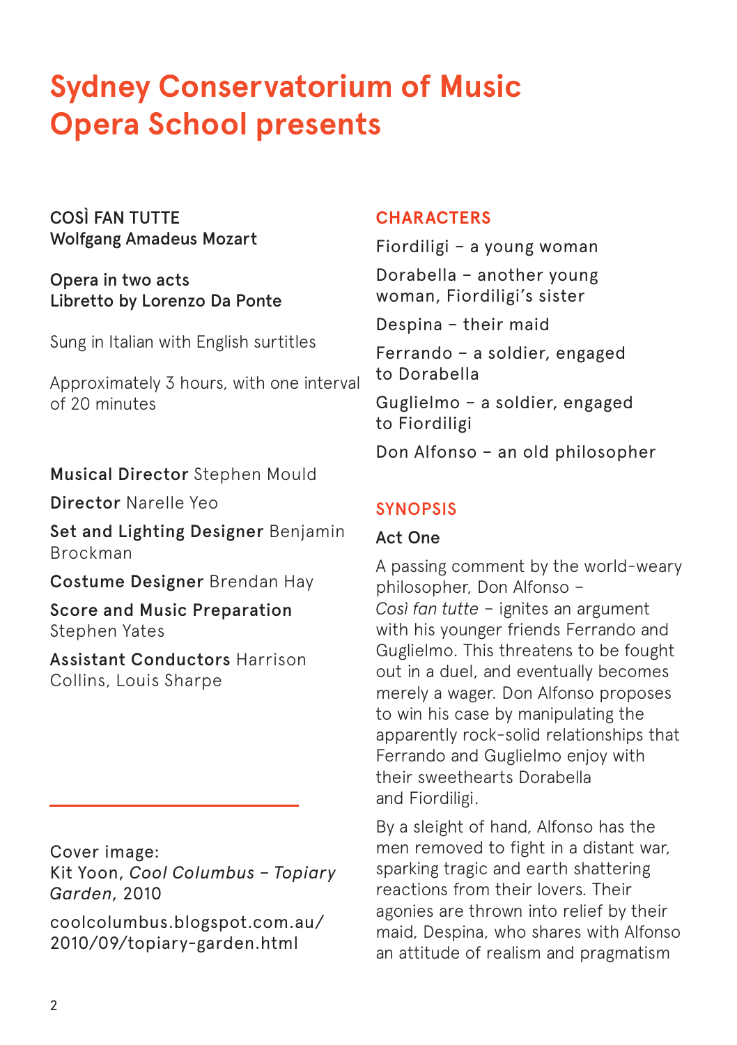# Sydney Conservatorium of Music Opera School presents

**COSÌ FAN TUTTE**
**Wolfgang Amadeus Mozart**

**Opera in two acts**
**Libretto by Lorenzo Da Ponte**

Sung in Italian with English surtitles

Approximately 3 hours, with one interval of 20 minutes

**Musical Director** Stephen Mould

**Director** Narelle Yeo

**Set and Lighting Designer** Benjamin Brockman

**Costume Designer** Brendan Hay

**Score and Music Preparation** Stephen Yates

**Assistant Conductors** Harrison Collins, Louis Sharpe

---

Cover image:
Kit Yoon, *Cool Columbus – Topiary Garden*, 2010

coolcolumbus.blogspot.com.au/2010/09/topiary-garden.html

## CHARACTERS

Fiordiligi – a young woman

Dorabella – another young woman, Fiordiligi's sister

Despina – their maid

Ferrando – a soldier, engaged to Dorabella

Guglielmo – a soldier, engaged to Fiordiligi

Don Alfonso – an old philosopher

## SYNOPSIS

### Act One

A passing comment by the world-weary philosopher, Don Alfonso – *Così fan tutte* – ignites an argument with his younger friends Ferrando and Guglielmo. This threatens to be fought out in a duel, and eventually becomes merely a wager. Don Alfonso proposes to win his case by manipulating the apparently rock-solid relationships that Ferrando and Guglielmo enjoy with their sweethearts Dorabella and Fiordiligi.

By a sleight of hand, Alfonso has the men removed to fight in a distant war, sparking tragic and earth shattering reactions from their lovers. Their agonies are thrown into relief by their maid, Despina, who shares with Alfonso an attitude of realism and pragmatism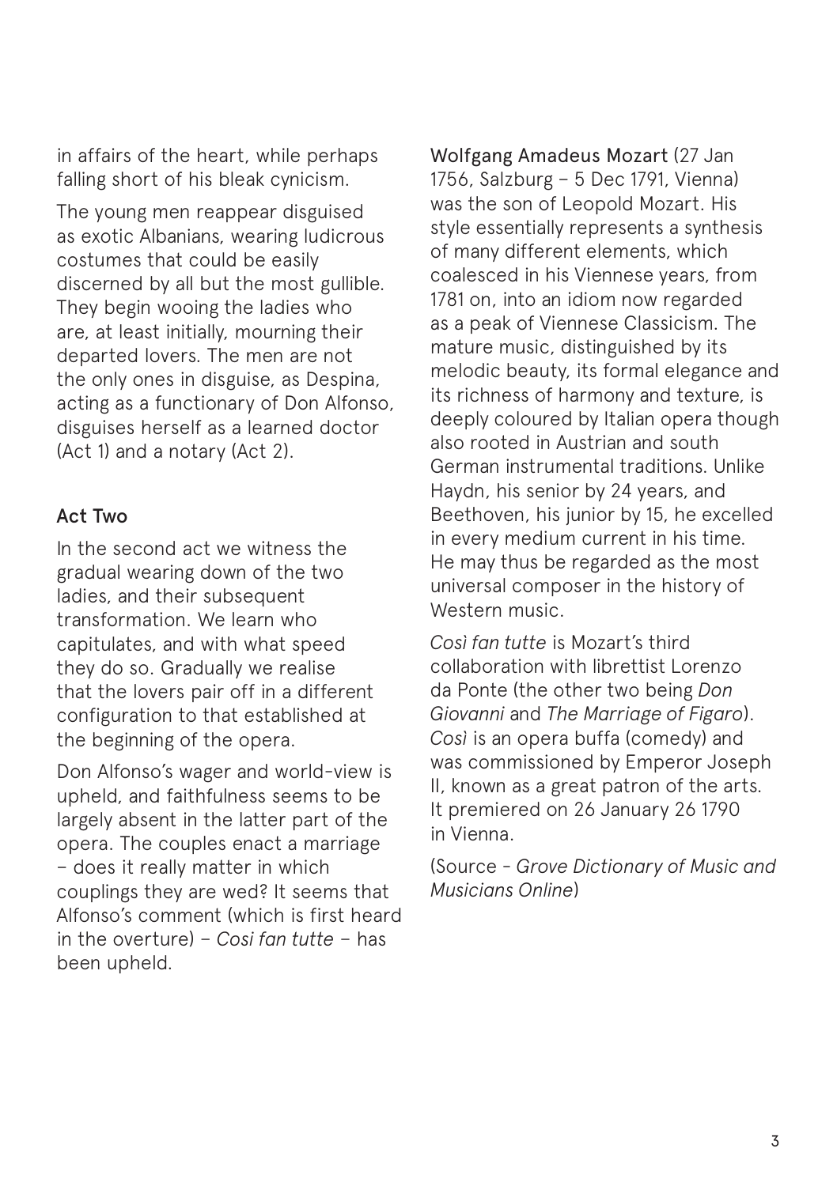in affairs of the heart, while perhaps falling short of his bleak cynicism.

The young men reappear disguised as exotic Albanians, wearing ludicrous costumes that could be easily discerned by all but the most gullible. They begin wooing the ladies who are, at least initially, mourning their departed lovers. The men are not the only ones in disguise, as Despina, acting as a functionary of Don Alfonso, disguises herself as a learned doctor (Act 1) and a notary (Act 2).

### Act Two

In the second act we witness the gradual wearing down of the two ladies, and their subsequent transformation. We learn who capitulates, and with what speed they do so. Gradually we realise that the lovers pair off in a different configuration to that established at the beginning of the opera.

Don Alfonso's wager and world-view is upheld, and faithfulness seems to be largely absent in the latter part of the opera. The couples enact a marriage – does it really matter in which couplings they are wed? It seems that Alfonso's comment (which is first heard in the overture) – *Cosi fan tutte* – has been upheld.

Wolfgang Amadeus Mozart (27 Jan 1756, Salzburg – 5 Dec 1791, Vienna) was the son of Leopold Mozart. His style essentially represents a synthesis of many different elements, which coalesced in his Viennese years, from 1781 on, into an idiom now regarded as a peak of Viennese Classicism. The mature music, distinguished by its melodic beauty, its formal elegance and its richness of harmony and texture, is deeply coloured by Italian opera though also rooted in Austrian and south German instrumental traditions. Unlike Haydn, his senior by 24 years, and Beethoven, his junior by 15, he excelled in every medium current in his time. He may thus be regarded as the most universal composer in the history of Western music.

*Così fan tutte* is Mozart's third collaboration with librettist Lorenzo da Ponte (the other two being *Don Giovanni* and *The Marriage of Figaro*). *Così* is an opera buffa (comedy) and was commissioned by Emperor Joseph II, known as a great patron of the arts. It premiered on 26 January 26 1790 in Vienna.

(Source - *Grove Dictionary of Music and Musicians Online*)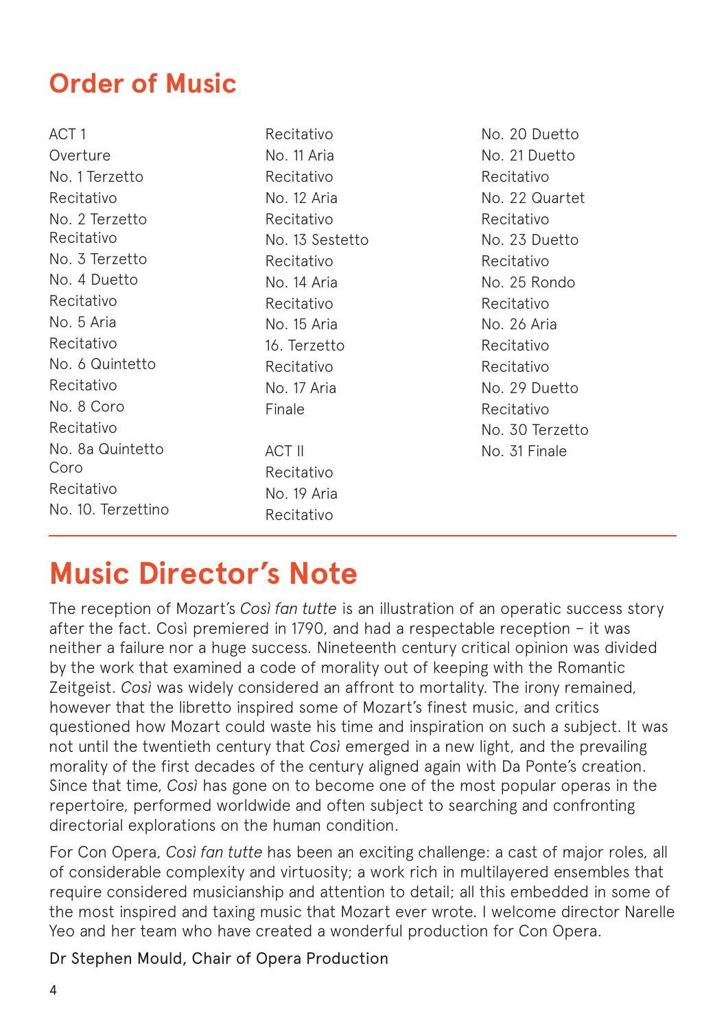## Order of Music

ACT 1
Overture
No. 1 Terzetto
Recitativo
No. 2 Terzetto
Recitativo
No. 3 Terzetto
No. 4 Duetto
Recitativo
No. 5 Aria
Recitativo
No. 6 Quintetto
Recitativo
No. 8 Coro
Recitativo
No. 8a Quintetto
Coro
Recitativo
No. 10. Terzettino
Recitativo
No. 11 Aria
Recitativo
No. 12 Aria
Recitativo
No. 13 Sestetto
Recitativo
No. 14 Aria
Recitativo
No. 15 Aria
16. Terzetto
Recitativo
No. 17 Aria
Finale

ACT II
Recitativo
No. 19 Aria
Recitativo
No. 20 Duetto
No. 21 Duetto
Recitativo
No. 22 Quartet
Recitativo
No. 23 Duetto
Recitativo
No. 25 Rondo
Recitativo
No. 26 Aria
Recitativo
Recitativo
No. 29 Duetto
Recitativo
No. 30 Terzetto
No. 31 Finale

## Music Director's Note

The reception of Mozart's *Così fan tutte* is an illustration of an operatic success story after the fact. Così premiered in 1790, and had a respectable reception – it was neither a failure nor a huge success. Nineteenth century critical opinion was divided by the work that examined a code of morality out of keeping with the Romantic Zeitgeist. *Così* was widely considered an affront to mortality. The irony remained, however that the libretto inspired some of Mozart's finest music, and critics questioned how Mozart could waste his time and inspiration on such a subject. It was not until the twentieth century that *Così* emerged in a new light, and the prevailing morality of the first decades of the century aligned again with Da Ponte's creation. Since that time, *Così* has gone on to become one of the most popular operas in the repertoire, performed worldwide and often subject to searching and confronting directorial explorations on the human condition.

For Con Opera, *Così fan tutte* has been an exciting challenge: a cast of major roles, all of considerable complexity and virtuosity; a work rich in multilayered ensembles that require considered musicianship and attention to detail; all this embedded in some of the most inspired and taxing music that Mozart ever wrote. I welcome director Narelle Yeo and her team who have created a wonderful production for Con Opera.

Dr Stephen Mould, Chair of Opera Production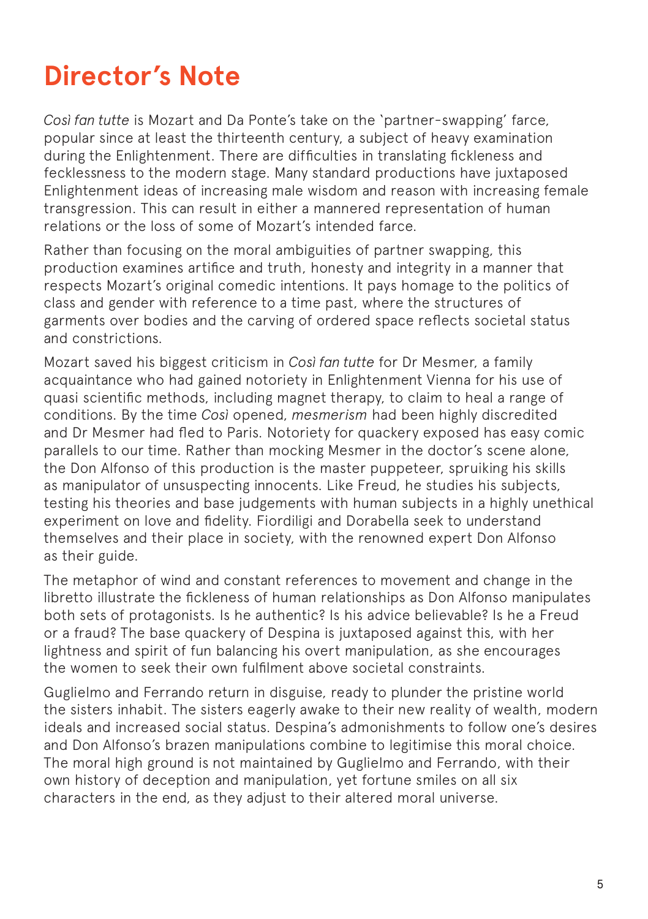# Director's Note

*Così fan tutte* is Mozart and Da Ponte's take on the 'partner-swapping' farce, popular since at least the thirteenth century, a subject of heavy examination during the Enlightenment. There are difficulties in translating fickleness and fecklessness to the modern stage. Many standard productions have juxtaposed Enlightenment ideas of increasing male wisdom and reason with increasing female transgression. This can result in either a mannered representation of human relations or the loss of some of Mozart's intended farce.

Rather than focusing on the moral ambiguities of partner swapping, this production examines artifice and truth, honesty and integrity in a manner that respects Mozart's original comedic intentions. It pays homage to the politics of class and gender with reference to a time past, where the structures of garments over bodies and the carving of ordered space reflects societal status and constrictions.

Mozart saved his biggest criticism in *Così fan tutte* for Dr Mesmer, a family acquaintance who had gained notoriety in Enlightenment Vienna for his use of quasi scientific methods, including magnet therapy, to claim to heal a range of conditions. By the time *Così* opened, *mesmerism* had been highly discredited and Dr Mesmer had fled to Paris. Notoriety for quackery exposed has easy comic parallels to our time. Rather than mocking Mesmer in the doctor's scene alone, the Don Alfonso of this production is the master puppeteer, spruiking his skills as manipulator of unsuspecting innocents. Like Freud, he studies his subjects, testing his theories and base judgements with human subjects in a highly unethical experiment on love and fidelity. Fiordiligi and Dorabella seek to understand themselves and their place in society, with the renowned expert Don Alfonso as their guide.

The metaphor of wind and constant references to movement and change in the libretto illustrate the fickleness of human relationships as Don Alfonso manipulates both sets of protagonists. Is he authentic? Is his advice believable? Is he a Freud or a fraud? The base quackery of Despina is juxtaposed against this, with her lightness and spirit of fun balancing his overt manipulation, as she encourages the women to seek their own fulfilment above societal constraints.

Guglielmo and Ferrando return in disguise, ready to plunder the pristine world the sisters inhabit. The sisters eagerly awake to their new reality of wealth, modern ideals and increased social status. Despina's admonishments to follow one's desires and Don Alfonso's brazen manipulations combine to legitimise this moral choice. The moral high ground is not maintained by Guglielmo and Ferrando, with their own history of deception and manipulation, yet fortune smiles on all six characters in the end, as they adjust to their altered moral universe.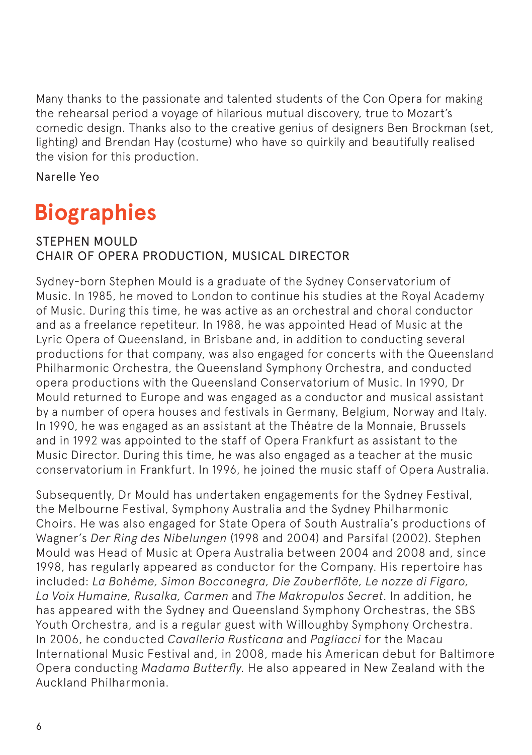Many thanks to the passionate and talented students of the Con Opera for making the rehearsal period a voyage of hilarious mutual discovery, true to Mozart's comedic design. Thanks also to the creative genius of designers Ben Brockman (set, lighting) and Brendan Hay (costume) who have so quirkily and beautifully realised the vision for this production.

Narelle Yeo

# Biographies

STEPHEN MOULD
CHAIR OF OPERA PRODUCTION, MUSICAL DIRECTOR

Sydney-born Stephen Mould is a graduate of the Sydney Conservatorium of Music. In 1985, he moved to London to continue his studies at the Royal Academy of Music. During this time, he was active as an orchestral and choral conductor and as a freelance repetiteur. In 1988, he was appointed Head of Music at the Lyric Opera of Queensland, in Brisbane and, in addition to conducting several productions for that company, was also engaged for concerts with the Queensland Philharmonic Orchestra, the Queensland Symphony Orchestra, and conducted opera productions with the Queensland Conservatorium of Music. In 1990, Dr Mould returned to Europe and was engaged as a conductor and musical assistant by a number of opera houses and festivals in Germany, Belgium, Norway and Italy. In 1990, he was engaged as an assistant at the Théatre de la Monnaie, Brussels and in 1992 was appointed to the staff of Opera Frankfurt as assistant to the Music Director. During this time, he was also engaged as a teacher at the music conservatorium in Frankfurt. In 1996, he joined the music staff of Opera Australia.

Subsequently, Dr Mould has undertaken engagements for the Sydney Festival, the Melbourne Festival, Symphony Australia and the Sydney Philharmonic Choirs. He was also engaged for State Opera of South Australia's productions of Wagner's *Der Ring des Nibelungen* (1998 and 2004) and Parsifal (2002). Stephen Mould was Head of Music at Opera Australia between 2004 and 2008 and, since 1998, has regularly appeared as conductor for the Company. His repertoire has included: *La Bohème, Simon Boccanegra, Die Zauberflöte, Le nozze di Figaro, La Voix Humaine, Rusalka, Carmen* and *The Makropulos Secret*. In addition, he has appeared with the Sydney and Queensland Symphony Orchestras, the SBS Youth Orchestra, and is a regular guest with Willoughby Symphony Orchestra. In 2006, he conducted *Cavalleria Rusticana* and *Pagliacci* for the Macau International Music Festival and, in 2008, made his American debut for Baltimore Opera conducting *Madama Butterfly*. He also appeared in New Zealand with the Auckland Philharmonia.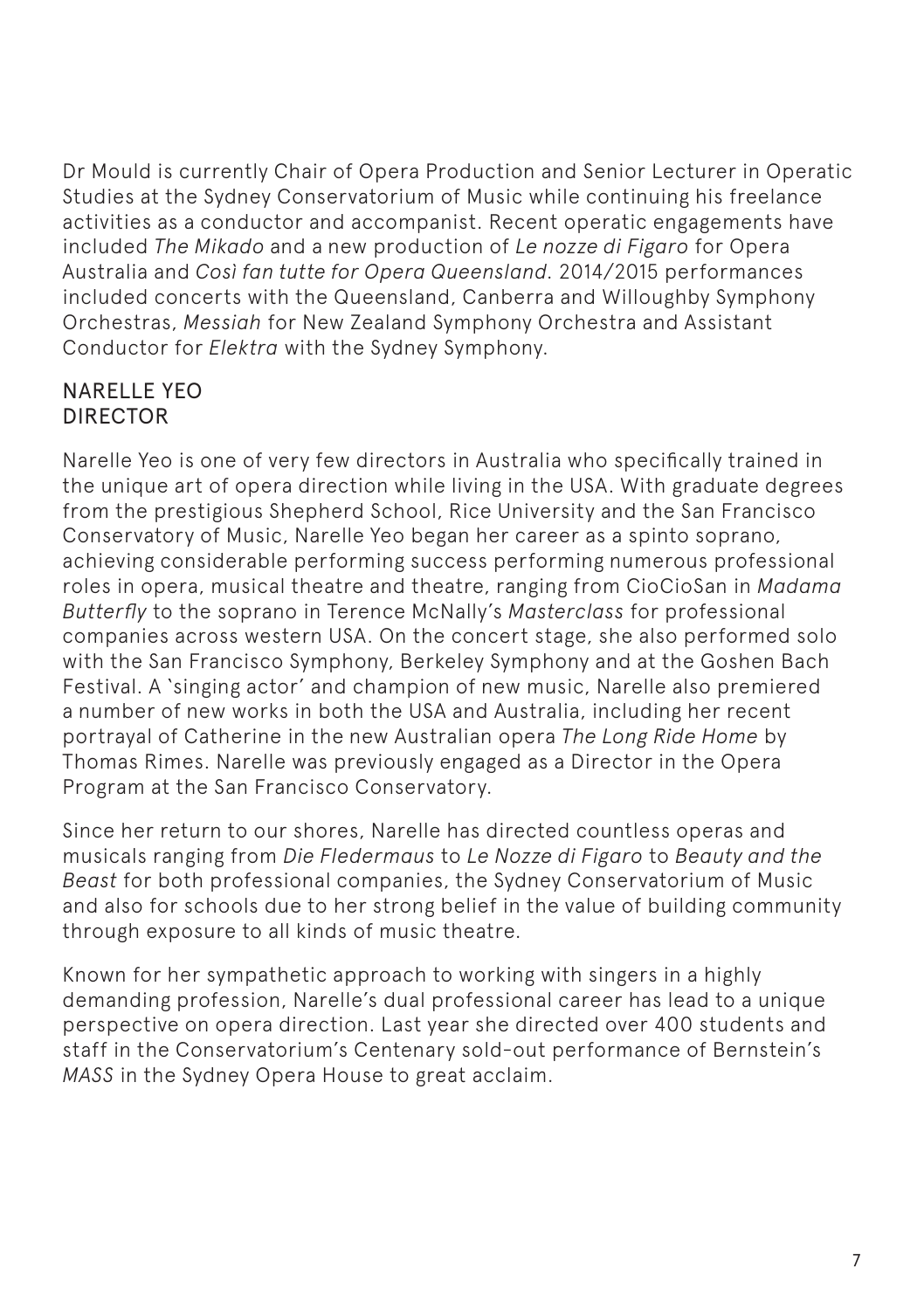Dr Mould is currently Chair of Opera Production and Senior Lecturer in Operatic Studies at the Sydney Conservatorium of Music while continuing his freelance activities as a conductor and accompanist. Recent operatic engagements have included *The Mikado* and a new production of *Le nozze di Figaro* for Opera Australia and *Così fan tutte for Opera Queensland*. 2014/2015 performances included concerts with the Queensland, Canberra and Willoughby Symphony Orchestras, *Messiah* for New Zealand Symphony Orchestra and Assistant Conductor for *Elektra* with the Sydney Symphony.

## NARELLE YEO
## DIRECTOR

Narelle Yeo is one of very few directors in Australia who specifically trained in the unique art of opera direction while living in the USA. With graduate degrees from the prestigious Shepherd School, Rice University and the San Francisco Conservatory of Music, Narelle Yeo began her career as a spinto soprano, achieving considerable performing success performing numerous professional roles in opera, musical theatre and theatre, ranging from CioCioSan in *Madama Butterfly* to the soprano in Terence McNally's *Masterclass* for professional companies across western USA. On the concert stage, she also performed solo with the San Francisco Symphony, Berkeley Symphony and at the Goshen Bach Festival. A 'singing actor' and champion of new music, Narelle also premiered a number of new works in both the USA and Australia, including her recent portrayal of Catherine in the new Australian opera *The Long Ride Home* by Thomas Rimes. Narelle was previously engaged as a Director in the Opera Program at the San Francisco Conservatory.

Since her return to our shores, Narelle has directed countless operas and musicals ranging from *Die Fledermaus* to *Le Nozze di Figaro* to *Beauty and the Beast* for both professional companies, the Sydney Conservatorium of Music and also for schools due to her strong belief in the value of building community through exposure to all kinds of music theatre.

Known for her sympathetic approach to working with singers in a highly demanding profession, Narelle's dual professional career has lead to a unique perspective on opera direction. Last year she directed over 400 students and staff in the Conservatorium's Centenary sold-out performance of Bernstein's *MASS* in the Sydney Opera House to great acclaim.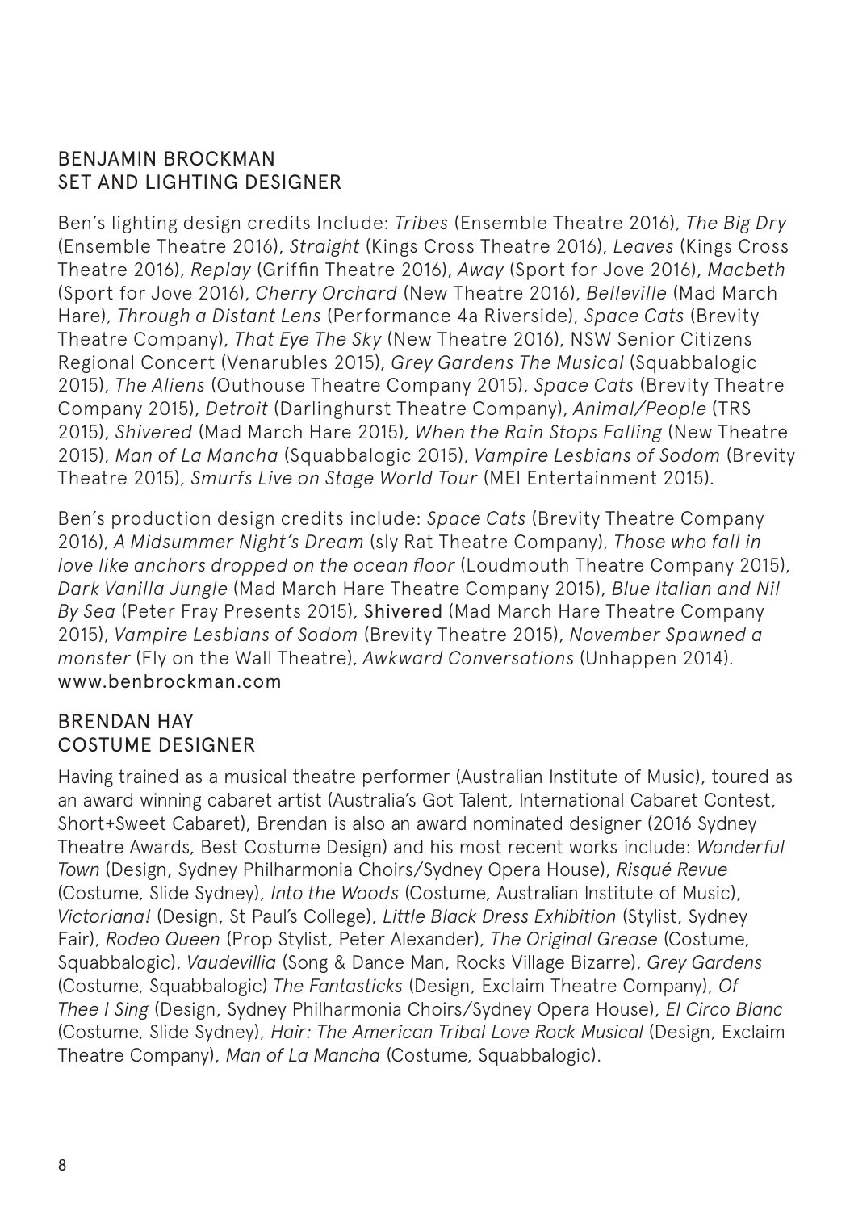## BENJAMIN BROCKMAN
## SET AND LIGHTING DESIGNER

Ben's lighting design credits Include: *Tribes* (Ensemble Theatre 2016), *The Big Dry* (Ensemble Theatre 2016), *Straight* (Kings Cross Theatre 2016), *Leaves* (Kings Cross Theatre 2016), *Replay* (Griffin Theatre 2016), *Away* (Sport for Jove 2016), *Macbeth* (Sport for Jove 2016), *Cherry Orchard* (New Theatre 2016), *Belleville* (Mad March Hare), *Through a Distant Lens* (Performance 4a Riverside), *Space Cats* (Brevity Theatre Company), *That Eye The Sky* (New Theatre 2016), NSW Senior Citizens Regional Concert (Venarubles 2015), *Grey Gardens The Musical* (Squabbalogic 2015), *The Aliens* (Outhouse Theatre Company 2015), *Space Cats* (Brevity Theatre Company 2015), *Detroit* (Darlinghurst Theatre Company), *Animal/People* (TRS 2015), *Shivered* (Mad March Hare 2015), *When the Rain Stops Falling* (New Theatre 2015), *Man of La Mancha* (Squabbalogic 2015), *Vampire Lesbians of Sodom* (Brevity Theatre 2015), *Smurfs Live on Stage World Tour* (MEI Entertainment 2015).

Ben's production design credits include: *Space Cats* (Brevity Theatre Company 2016), *A Midsummer Night's Dream* (sly Rat Theatre Company), *Those who fall in love like anchors dropped on the ocean floor* (Loudmouth Theatre Company 2015), *Dark Vanilla Jungle* (Mad March Hare Theatre Company 2015), *Blue Italian and Nil By Sea* (Peter Fray Presents 2015), Shivered (Mad March Hare Theatre Company 2015), *Vampire Lesbians of Sodom* (Brevity Theatre 2015), *November Spawned a monster* (Fly on the Wall Theatre), *Awkward Conversations* (Unhappen 2014).
www.benbrockman.com

## BRENDAN HAY
## COSTUME DESIGNER

Having trained as a musical theatre performer (Australian Institute of Music), toured as an award winning cabaret artist (Australia's Got Talent, International Cabaret Contest, Short+Sweet Cabaret), Brendan is also an award nominated designer (2016 Sydney Theatre Awards, Best Costume Design) and his most recent works include: *Wonderful Town* (Design, Sydney Philharmonia Choirs/Sydney Opera House), *Risqué Revue* (Costume, Slide Sydney), *Into the Woods* (Costume, Australian Institute of Music), *Victoriana!* (Design, St Paul's College), *Little Black Dress Exhibition* (Stylist, Sydney Fair), *Rodeo Queen* (Prop Stylist, Peter Alexander), *The Original Grease* (Costume, Squabbalogic), *Vaudevillia* (Song & Dance Man, Rocks Village Bizarre), *Grey Gardens* (Costume, Squabbalogic) *The Fantasticks* (Design, Exclaim Theatre Company), *Of Thee I Sing* (Design, Sydney Philharmonia Choirs/Sydney Opera House), *El Circo Blanc* (Costume, Slide Sydney), *Hair: The American Tribal Love Rock Musical* (Design, Exclaim Theatre Company), *Man of La Mancha* (Costume, Squabbalogic).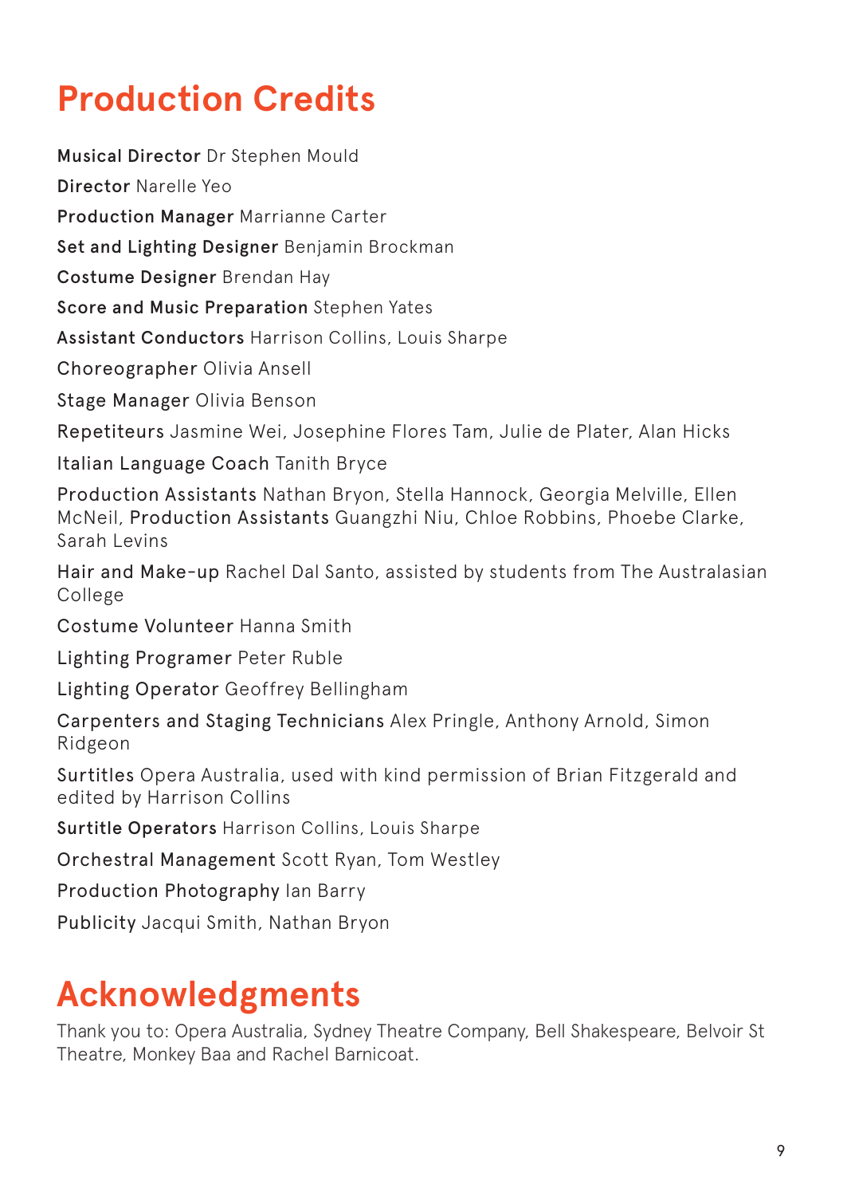# Production Credits

**Musical Director** Dr Stephen Mould

**Director** Narelle Yeo

**Production Manager** Marrianne Carter

**Set and Lighting Designer** Benjamin Brockman

**Costume Designer** Brendan Hay

**Score and Music Preparation** Stephen Yates

**Assistant Conductors** Harrison Collins, Louis Sharpe

**Choreographer** Olivia Ansell

**Stage Manager** Olivia Benson

**Repetiteurs** Jasmine Wei, Josephine Flores Tam, Julie de Plater, Alan Hicks

**Italian Language Coach** Tanith Bryce

**Production Assistants** Nathan Bryon, Stella Hannock, Georgia Melville, Ellen McNeil, **Production Assistants** Guangzhi Niu, Chloe Robbins, Phoebe Clarke, Sarah Levins

**Hair and Make-up** Rachel Dal Santo, assisted by students from The Australasian College

**Costume Volunteer** Hanna Smith

**Lighting Programer** Peter Ruble

**Lighting Operator** Geoffrey Bellingham

**Carpenters and Staging Technicians** Alex Pringle, Anthony Arnold, Simon Ridgeon

**Surtitles** Opera Australia, used with kind permission of Brian Fitzgerald and edited by Harrison Collins

**Surtitle Operators** Harrison Collins, Louis Sharpe

**Orchestral Management** Scott Ryan, Tom Westley

**Production Photography** Ian Barry

**Publicity** Jacqui Smith, Nathan Bryon

# Acknowledgments

Thank you to: Opera Australia, Sydney Theatre Company, Bell Shakespeare, Belvoir St Theatre, Monkey Baa and Rachel Barnicoat.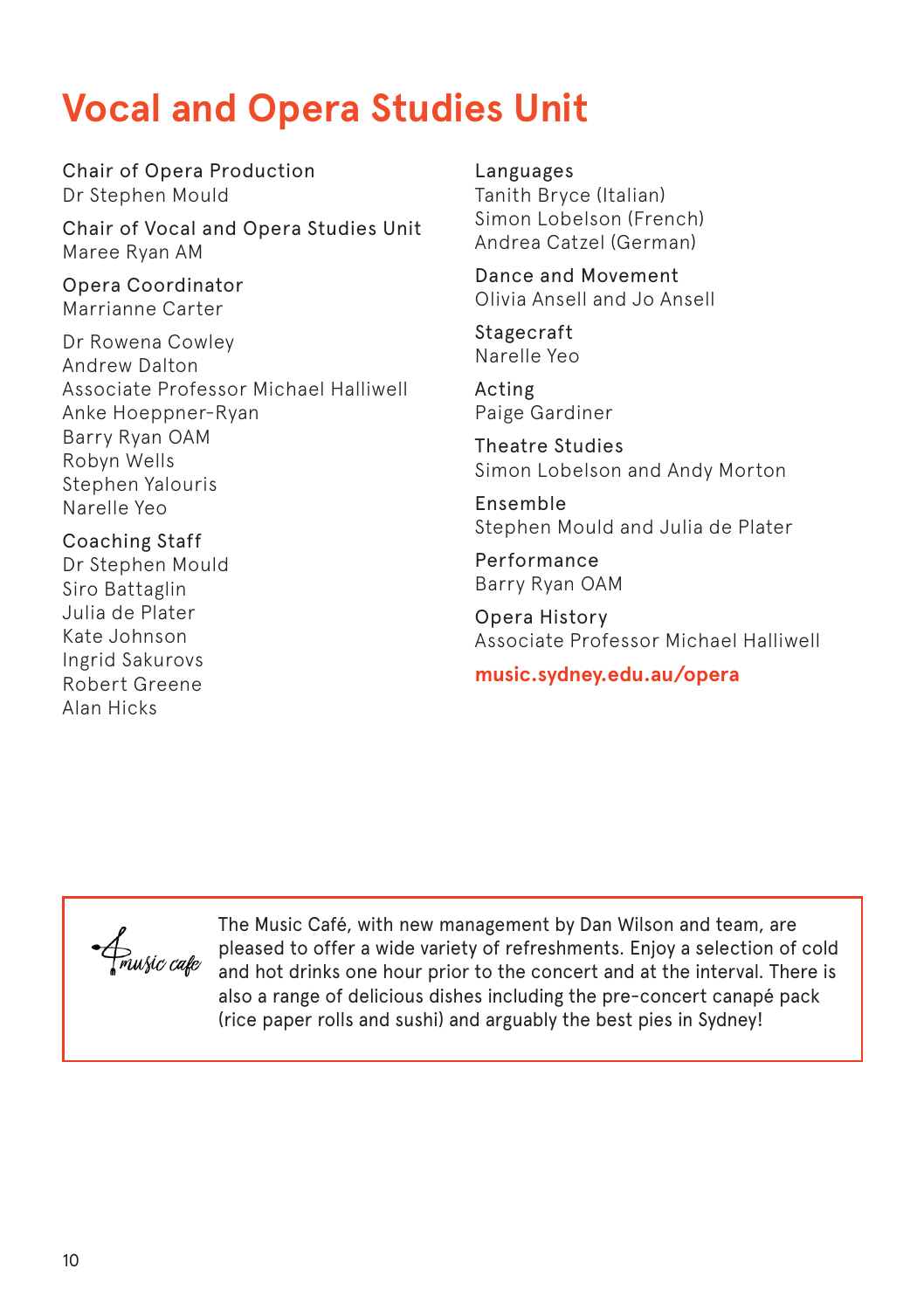# Vocal and Opera Studies Unit

Chair of Opera Production
Dr Stephen Mould

Chair of Vocal and Opera Studies Unit
Maree Ryan AM

Opera Coordinator
Marrianne Carter

Dr Rowena Cowley
Andrew Dalton
Associate Professor Michael Halliwell
Anke Hoeppner-Ryan
Barry Ryan OAM
Robyn Wells
Stephen Yalouris
Narelle Yeo

Coaching Staff
Dr Stephen Mould
Siro Battaglin
Julia de Plater
Kate Johnson
Ingrid Sakurovs
Robert Greene
Alan Hicks

Languages
Tanith Bryce (Italian)
Simon Lobelson (French)
Andrea Catzel (German)

Dance and Movement
Olivia Ansell and Jo Ansell

Stagecraft
Narelle Yeo

Acting
Paige Gardiner

Theatre Studies
Simon Lobelson and Andy Morton

Ensemble
Stephen Mould and Julia de Plater

Performance
Barry Ryan OAM

Opera History
Associate Professor Michael Halliwell

**music.sydney.edu.au/opera**

music cafe

The Music Café, with new management by Dan Wilson and team, are pleased to offer a wide variety of refreshments. Enjoy a selection of cold and hot drinks one hour prior to the concert and at the interval. There is also a range of delicious dishes including the pre-concert canapé pack (rice paper rolls and sushi) and arguably the best pies in Sydney!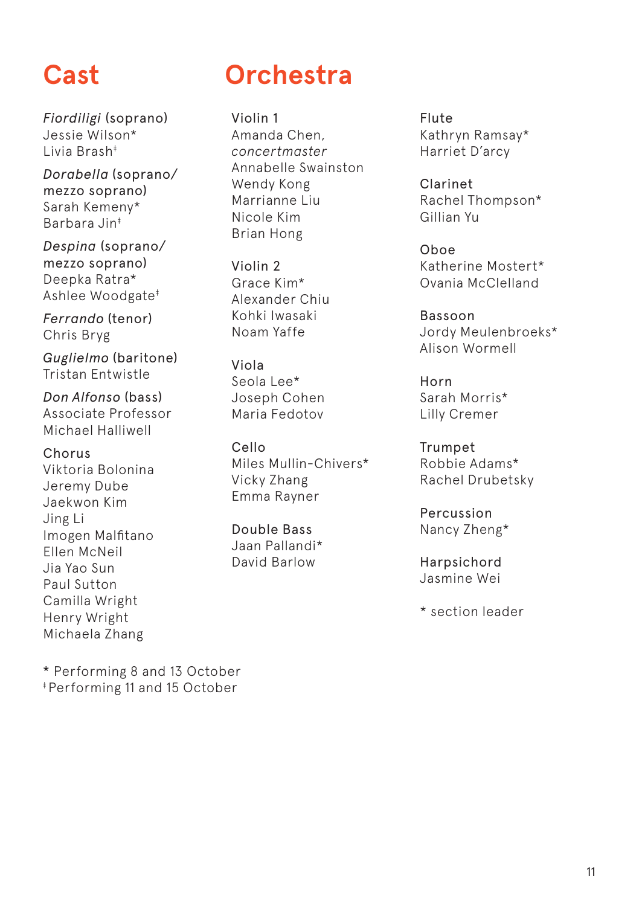# Cast

*Fiordiligi* (soprano)
Jessie Wilson*
Livia Brash‡

*Dorabella* (soprano/ mezzo soprano)
Sarah Kemeny*
Barbara Jin‡

*Despina* (soprano/ mezzo soprano)
Deepka Ratra*
Ashlee Woodgate‡

*Ferrando* (tenor)
Chris Bryg

*Guglielmo* (baritone)
Tristan Entwistle

*Don Alfonso* (bass)
Associate Professor Michael Halliwell

Chorus
Viktoria Bolonina
Jeremy Dube
Jaekwon Kim
Jing Li
Imogen Malfitano
Ellen McNeil
Jia Yao Sun
Paul Sutton
Camilla Wright
Henry Wright
Michaela Zhang

* Performing 8 and 13 October
‡ Performing 11 and 15 October

# Orchestra

Violin 1
Amanda Chen, *concertmaster*
Annabelle Swainston
Wendy Kong
Marrianne Liu
Nicole Kim
Brian Hong

Violin 2
Grace Kim*
Alexander Chiu
Kohki Iwasaki
Noam Yaffe

Viola
Seola Lee*
Joseph Cohen
Maria Fedotov

Cello
Miles Mullin-Chivers*
Vicky Zhang
Emma Rayner

Double Bass
Jaan Pallandi*
David Barlow

Flute
Kathryn Ramsay*
Harriet D'arcy

Clarinet
Rachel Thompson*
Gillian Yu

Oboe
Katherine Mostert*
Ovania McClelland

Bassoon
Jordy Meulenbroeks*
Alison Wormell

Horn
Sarah Morris*
Lilly Cremer

Trumpet
Robbie Adams*
Rachel Drubetsky

Percussion
Nancy Zheng*

Harpsichord
Jasmine Wei

* section leader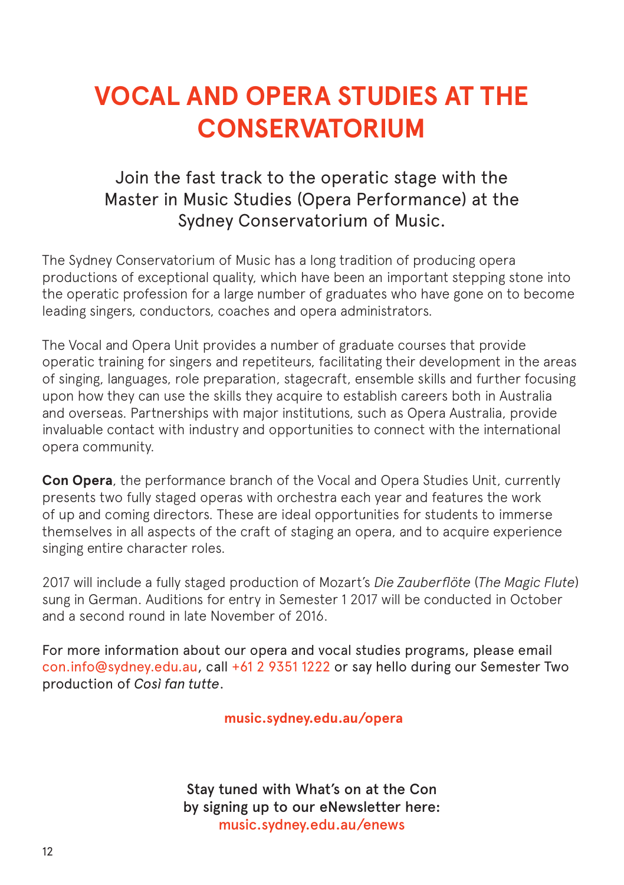# VOCAL AND OPERA STUDIES AT THE CONSERVATORIUM

Join the fast track to the operatic stage with the Master in Music Studies (Opera Performance) at the Sydney Conservatorium of Music.

The Sydney Conservatorium of Music has a long tradition of producing opera productions of exceptional quality, which have been an important stepping stone into the operatic profession for a large number of graduates who have gone on to become leading singers, conductors, coaches and opera administrators.

The Vocal and Opera Unit provides a number of graduate courses that provide operatic training for singers and repetiteurs, facilitating their development in the areas of singing, languages, role preparation, stagecraft, ensemble skills and further focusing upon how they can use the skills they acquire to establish careers both in Australia and overseas. Partnerships with major institutions, such as Opera Australia, provide invaluable contact with industry and opportunities to connect with the international opera community.

**Con Opera**, the performance branch of the Vocal and Opera Studies Unit, currently presents two fully staged operas with orchestra each year and features the work of up and coming directors. These are ideal opportunities for students to immerse themselves in all aspects of the craft of staging an opera, and to acquire experience singing entire character roles.

2017 will include a fully staged production of Mozart's *Die Zauberflöte* (*The Magic Flute*) sung in German. Auditions for entry in Semester 1 2017 will be conducted in October and a second round in late November of 2016.

For more information about our opera and vocal studies programs, please email con.info@sydney.edu.au, call +61 2 9351 1222 or say hello during our Semester Two production of *Così fan tutte*.

**music.sydney.edu.au/opera**

Stay tuned with What's on at the Con by signing up to our eNewsletter here:
music.sydney.edu.au/enews